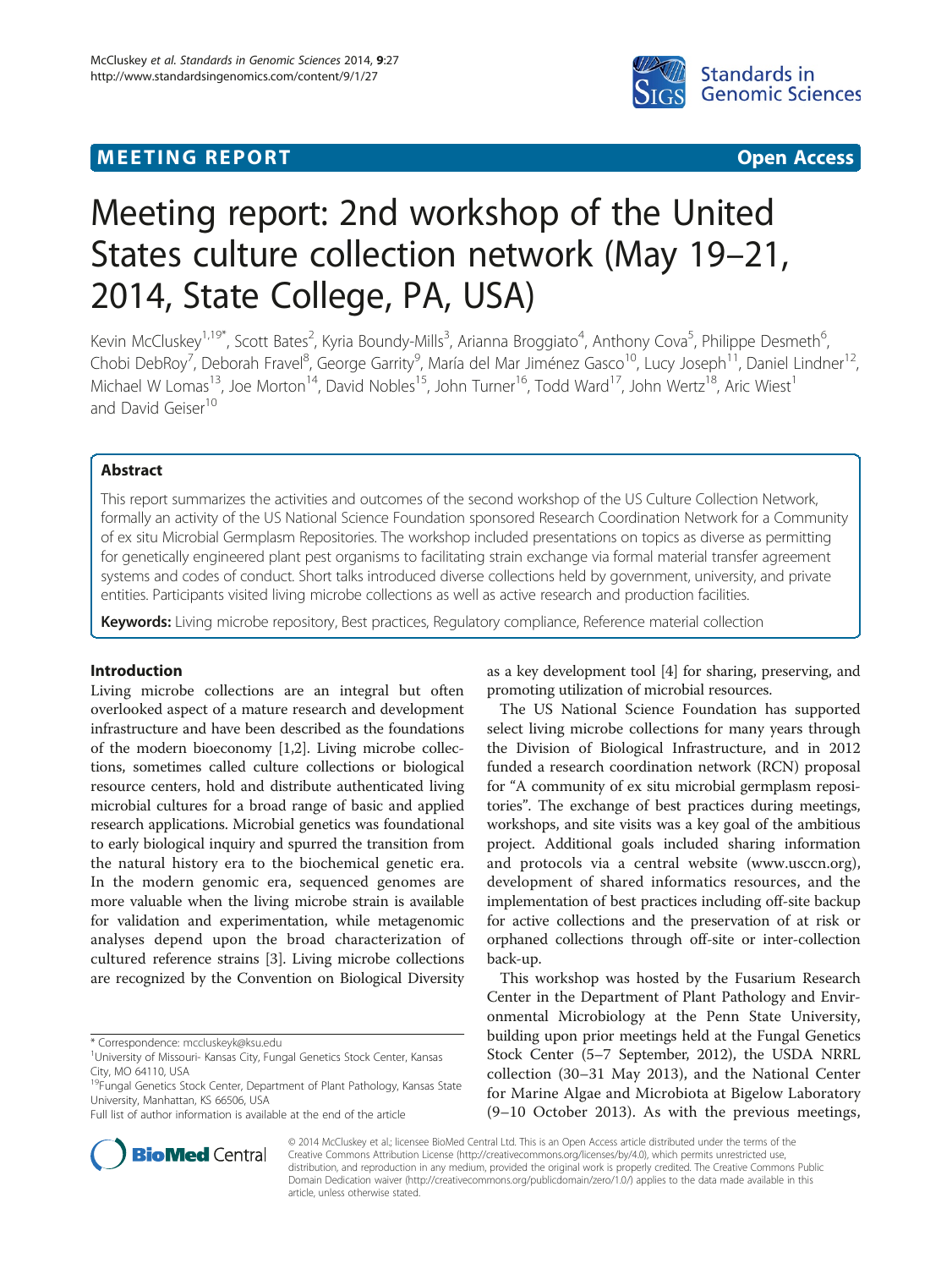MEETING REPORT **Open Access**

# Meeting report: 2nd workshop of the United States culture collection network (May 19–21, 2014, State College, PA, USA)

Kevin McCluskey[1,19*], Scott Bates[2], Kyria Boundy-Mills[3], Arianna Broggiato[4], Anthony Cova[5], Philippe Desmeth[6], Chobi DebRoy[7], Deborah Fravel[8], George Garrity[9], María del Mar Jiménez Gasco[10], Lucy Joseph[11], Daniel Lindner[12], Michael W Lomas[13], Joe Morton[14], David Nobles[15], John Turner[16], Todd Ward[17], John Wertz[18], Aric Wiest[1] and David Geiser[10]

## Abstract

This report summarizes the activities and outcomes of the second workshop of the US Culture Collection Network, formally an activity of the US National Science Foundation sponsored Research Coordination Network for a Community of ex situ Microbial Germplasm Repositories. The workshop included presentations on topics as diverse as permitting for genetically engineered plant pest organisms to facilitating strain exchange via formal material transfer agreement systems and codes of conduct. Short talks introduced diverse collections held by government, university, and private entities. Participants visited living microbe collections as well as active research and production facilities.

**Keywords:** Living microbe repository, Best practices, Regulatory compliance, Reference material collection

## Introduction

Living microbe collections are an integral but often overlooked aspect of a mature research and development infrastructure and have been described as the foundations of the modern bioeconomy [1,2]. Living microbe collections, sometimes called culture collections or biological resource centers, hold and distribute authenticated living microbial cultures for a broad range of basic and applied research applications. Microbial genetics was foundational to early biological inquiry and spurred the transition from the natural history era to the biochemical genetic era. In the modern genomic era, sequenced genomes are more valuable when the living microbe strain is available for validation and experimentation, while metagenomic analyses depend upon the broad characterization of cultured reference strains [3]. Living microbe collections are recognized by the Convention on Biological Diversity as a key development tool [4] for sharing, preserving, and promoting utilization of microbial resources.

The US National Science Foundation has supported select living microbe collections for many years through the Division of Biological Infrastructure, and in 2012 funded a research coordination network (RCN) proposal for "A community of ex situ microbial germplasm repositories". The exchange of best practices during meetings, workshops, and site visits was a key goal of the ambitious project. Additional goals included sharing information and protocols via a central website (www.usccn.org), development of shared informatics resources, and the implementation of best practices including off-site backup for active collections and the preservation of at risk or orphaned collections through off-site or inter-collection back-up.

This workshop was hosted by the Fusarium Research Center in the Department of Plant Pathology and Environmental Microbiology at the Penn State University, building upon prior meetings held at the Fungal Genetics Stock Center (5–7 September, 2012), the USDA NRRL collection (30–31 May 2013), and the National Center for Marine Algae and Microbiota at Bigelow Laboratory (9–10 October 2013). As with the previous meetings,

\* Correspondence: mccluskeyk@ksu.edu
[1]University of Missouri- Kansas City, Fungal Genetics Stock Center, Kansas City, MO 64110, USA
[19]Fungal Genetics Stock Center, Department of Plant Pathology, Kansas State University, Manhattan, KS 66506, USA
Full list of author information is available at the end of the article

© 2014 McCluskey et al.; licensee BioMed Central Ltd. This is an Open Access article distributed under the terms of the Creative Commons Attribution License (http://creativecommons.org/licenses/by/4.0), which permits unrestricted use, distribution, and reproduction in any medium, provided the original work is properly credited. The Creative Commons Public Domain Dedication waiver (http://creativecommons.org/publicdomain/zero/1.0/) applies to the data made available in this article, unless otherwise stated.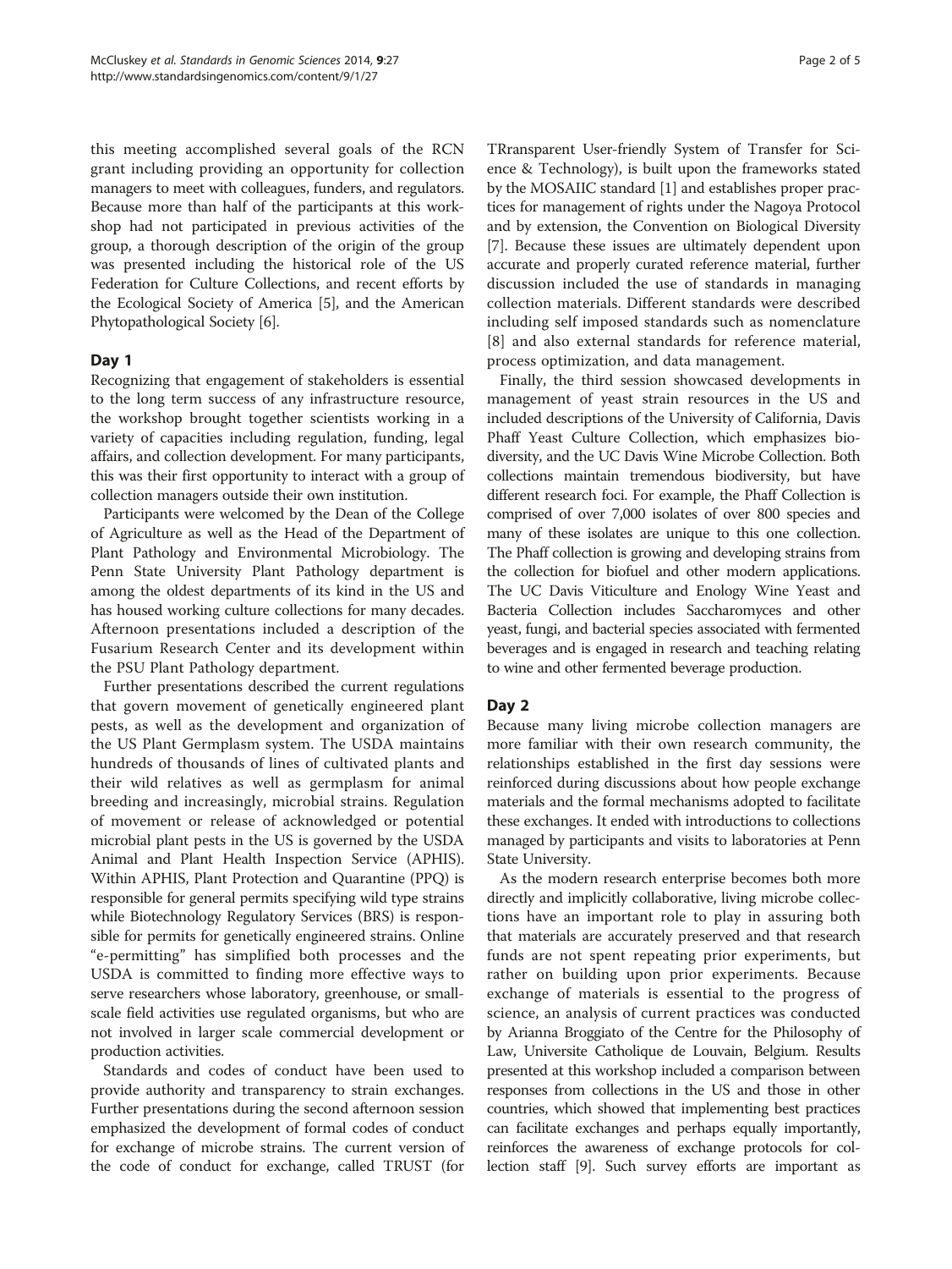this meeting accomplished several goals of the RCN grant including providing an opportunity for collection managers to meet with colleagues, funders, and regulators. Because more than half of the participants at this workshop had not participated in previous activities of the group, a thorough description of the origin of the group was presented including the historical role of the US Federation for Culture Collections, and recent efforts by the Ecological Society of America [5], and the American Phytopathological Society [6].

## Day 1

Recognizing that engagement of stakeholders is essential to the long term success of any infrastructure resource, the workshop brought together scientists working in a variety of capacities including regulation, funding, legal affairs, and collection development. For many participants, this was their first opportunity to interact with a group of collection managers outside their own institution.

Participants were welcomed by the Dean of the College of Agriculture as well as the Head of the Department of Plant Pathology and Environmental Microbiology. The Penn State University Plant Pathology department is among the oldest departments of its kind in the US and has housed working culture collections for many decades. Afternoon presentations included a description of the Fusarium Research Center and its development within the PSU Plant Pathology department.

Further presentations described the current regulations that govern movement of genetically engineered plant pests, as well as the development and organization of the US Plant Germplasm system. The USDA maintains hundreds of thousands of lines of cultivated plants and their wild relatives as well as germplasm for animal breeding and increasingly, microbial strains. Regulation of movement or release of acknowledged or potential microbial plant pests in the US is governed by the USDA Animal and Plant Health Inspection Service (APHIS). Within APHIS, Plant Protection and Quarantine (PPQ) is responsible for general permits specifying wild type strains while Biotechnology Regulatory Services (BRS) is responsible for permits for genetically engineered strains. Online "e-permitting" has simplified both processes and the USDA is committed to finding more effective ways to serve researchers whose laboratory, greenhouse, or small-scale field activities use regulated organisms, but who are not involved in larger scale commercial development or production activities.

Standards and codes of conduct have been used to provide authority and transparency to strain exchanges. Further presentations during the second afternoon session emphasized the development of formal codes of conduct for exchange of microbe strains. The current version of the code of conduct for exchange, called TRUST (for TRransparent User-friendly System of Transfer for Science & Technology), is built upon the frameworks stated by the MOSAIIC standard [1] and establishes proper practices for management of rights under the Nagoya Protocol and by extension, the Convention on Biological Diversity [7]. Because these issues are ultimately dependent upon accurate and properly curated reference material, further discussion included the use of standards in managing collection materials. Different standards were described including self imposed standards such as nomenclature [8] and also external standards for reference material, process optimization, and data management.

Finally, the third session showcased developments in management of yeast strain resources in the US and included descriptions of the University of California, Davis Phaff Yeast Culture Collection, which emphasizes biodiversity, and the UC Davis Wine Microbe Collection. Both collections maintain tremendous biodiversity, but have different research foci. For example, the Phaff Collection is comprised of over 7,000 isolates of over 800 species and many of these isolates are unique to this one collection. The Phaff collection is growing and developing strains from the collection for biofuel and other modern applications. The UC Davis Viticulture and Enology Wine Yeast and Bacteria Collection includes Saccharomyces and other yeast, fungi, and bacterial species associated with fermented beverages and is engaged in research and teaching relating to wine and other fermented beverage production.

## Day 2

Because many living microbe collection managers are more familiar with their own research community, the relationships established in the first day sessions were reinforced during discussions about how people exchange materials and the formal mechanisms adopted to facilitate these exchanges. It ended with introductions to collections managed by participants and visits to laboratories at Penn State University.

As the modern research enterprise becomes both more directly and implicitly collaborative, living microbe collections have an important role to play in assuring both that materials are accurately preserved and that research funds are not spent repeating prior experiments, but rather on building upon prior experiments. Because exchange of materials is essential to the progress of science, an analysis of current practices was conducted by Arianna Broggiato of the Centre for the Philosophy of Law, Universite Catholique de Louvain, Belgium. Results presented at this workshop included a comparison between responses from collections in the US and those in other countries, which showed that implementing best practices can facilitate exchanges and perhaps equally importantly, reinforces the awareness of exchange protocols for collection staff [9]. Such survey efforts are important as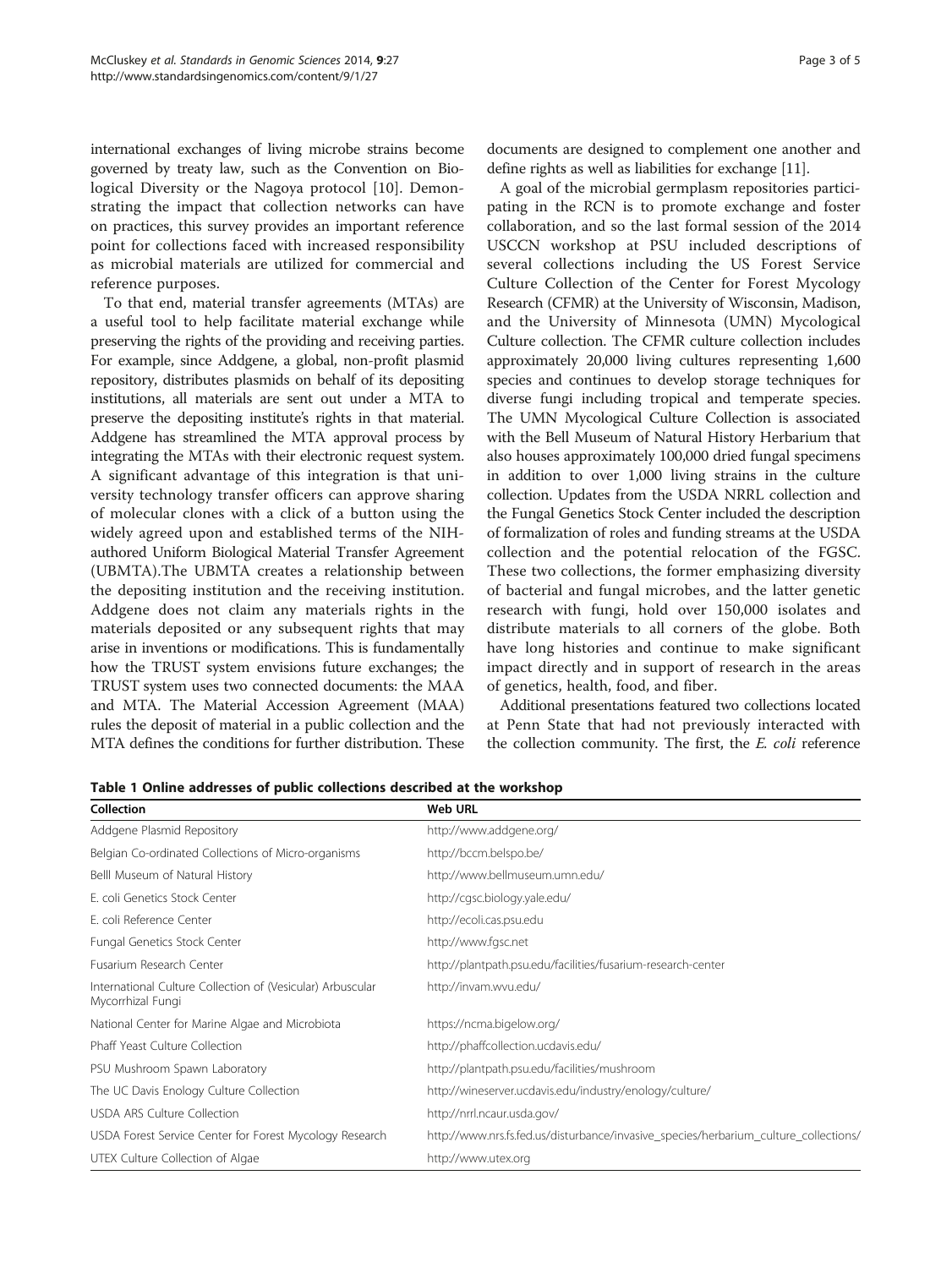international exchanges of living microbe strains become governed by treaty law, such as the Convention on Biological Diversity or the Nagoya protocol [10]. Demonstrating the impact that collection networks can have on practices, this survey provides an important reference point for collections faced with increased responsibility as microbial materials are utilized for commercial and reference purposes.

To that end, material transfer agreements (MTAs) are a useful tool to help facilitate material exchange while preserving the rights of the providing and receiving parties. For example, since Addgene, a global, non-profit plasmid repository, distributes plasmids on behalf of its depositing institutions, all materials are sent out under a MTA to preserve the depositing institute's rights in that material. Addgene has streamlined the MTA approval process by integrating the MTAs with their electronic request system. A significant advantage of this integration is that university technology transfer officers can approve sharing of molecular clones with a click of a button using the widely agreed upon and established terms of the NIH-authored Uniform Biological Material Transfer Agreement (UBMTA).The UBMTA creates a relationship between the depositing institution and the receiving institution. Addgene does not claim any materials rights in the materials deposited or any subsequent rights that may arise in inventions or modifications. This is fundamentally how the TRUST system envisions future exchanges; the TRUST system uses two connected documents: the MAA and MTA. The Material Accession Agreement (MAA) rules the deposit of material in a public collection and the MTA defines the conditions for further distribution. These documents are designed to complement one another and define rights as well as liabilities for exchange [11].

A goal of the microbial germplasm repositories participating in the RCN is to promote exchange and foster collaboration, and so the last formal session of the 2014 USCCN workshop at PSU included descriptions of several collections including the US Forest Service Culture Collection of the Center for Forest Mycology Research (CFMR) at the University of Wisconsin, Madison, and the University of Minnesota (UMN) Mycological Culture collection. The CFMR culture collection includes approximately 20,000 living cultures representing 1,600 species and continues to develop storage techniques for diverse fungi including tropical and temperate species. The UMN Mycological Culture Collection is associated with the Bell Museum of Natural History Herbarium that also houses approximately 100,000 dried fungal specimens in addition to over 1,000 living strains in the culture collection. Updates from the USDA NRRL collection and the Fungal Genetics Stock Center included the description of formalization of roles and funding streams at the USDA collection and the potential relocation of the FGSC. These two collections, the former emphasizing diversity of bacterial and fungal microbes, and the latter genetic research with fungi, hold over 150,000 isolates and distribute materials to all corners of the globe. Both have long histories and continue to make significant impact directly and in support of research in the areas of genetics, health, food, and fiber.

Additional presentations featured two collections located at Penn State that had not previously interacted with the collection community. The first, the *E. coli* reference

**Table 1 Online addresses of public collections described at the workshop**

| Collection | Web URL |
|---|---|
| Addgene Plasmid Repository | http://www.addgene.org/ |
| Belgian Co-ordinated Collections of Micro-organisms | http://bccm.belspo.be/ |
| Belll Museum of Natural History | http://www.bellmuseum.umn.edu/ |
| E. coli Genetics Stock Center | http://cgsc.biology.yale.edu/ |
| E. coli Reference Center | http://ecoli.cas.psu.edu |
| Fungal Genetics Stock Center | http://www.fgsc.net |
| Fusarium Research Center | http://plantpath.psu.edu/facilities/fusarium-research-center |
| International Culture Collection of (Vesicular) Arbuscular Mycorrhizal Fungi | http://invam.wvu.edu/ |
| National Center for Marine Algae and Microbiota | https://ncma.bigelow.org/ |
| Phaff Yeast Culture Collection | http://phaffcollection.ucdavis.edu/ |
| PSU Mushroom Spawn Laboratory | http://plantpath.psu.edu/facilities/mushroom |
| The UC Davis Enology Culture Collection | http://wineserver.ucdavis.edu/industry/enology/culture/ |
| USDA ARS Culture Collection | http://nrrl.ncaur.usda.gov/ |
| USDA Forest Service Center for Forest Mycology Research | http://www.nrs.fs.fed.us/disturbance/invasive_species/herbarium_culture_collections/ |
| UTEX Culture Collection of Algae | http://www.utex.org |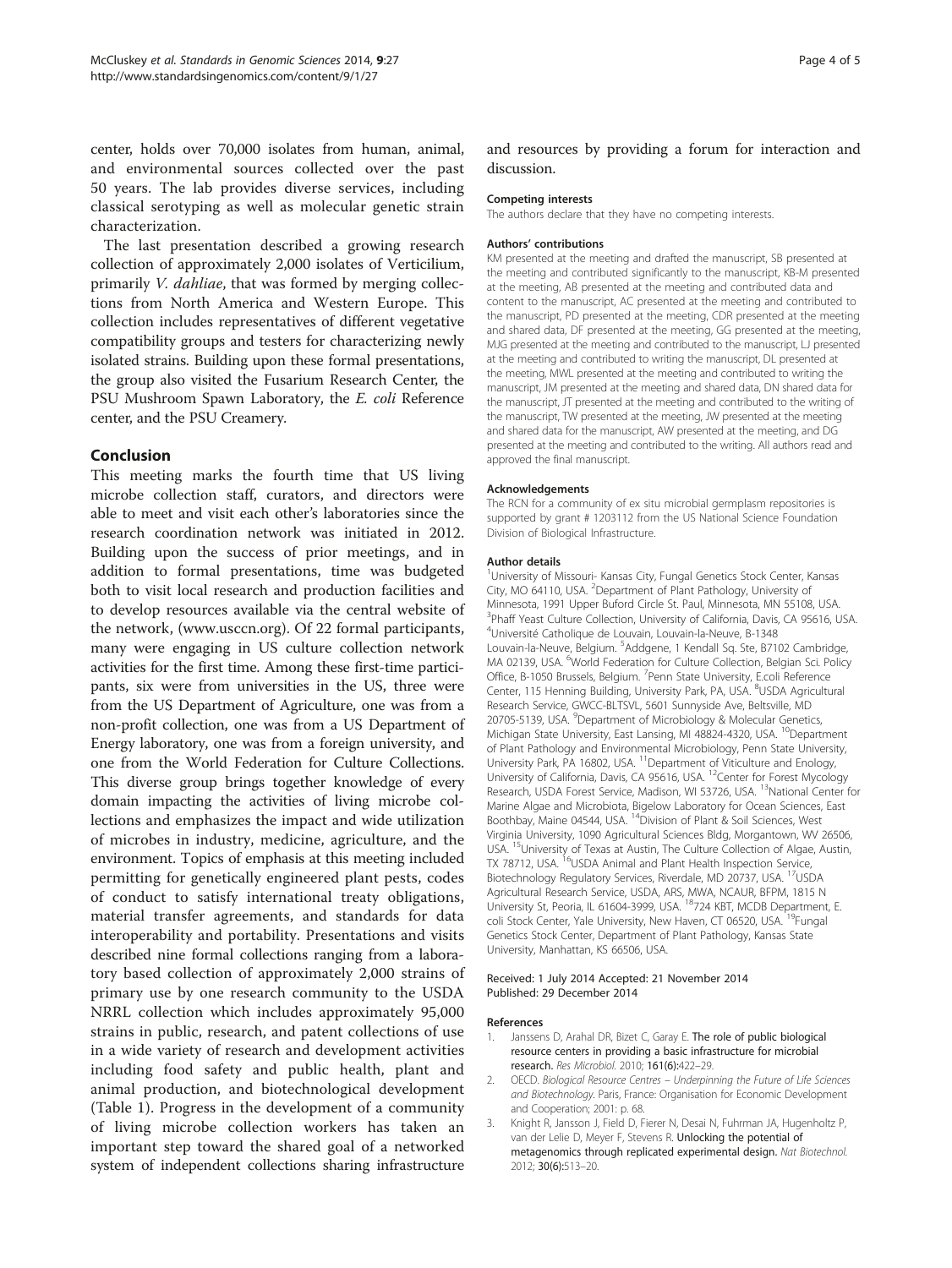center, holds over 70,000 isolates from human, animal, and environmental sources collected over the past 50 years. The lab provides diverse services, including classical serotyping as well as molecular genetic strain characterization.

The last presentation described a growing research collection of approximately 2,000 isolates of Verticilium, primarily *V. dahliae*, that was formed by merging collections from North America and Western Europe. This collection includes representatives of different vegetative compatibility groups and testers for characterizing newly isolated strains. Building upon these formal presentations, the group also visited the Fusarium Research Center, the PSU Mushroom Spawn Laboratory, the *E. coli* Reference center, and the PSU Creamery.

## Conclusion

This meeting marks the fourth time that US living microbe collection staff, curators, and directors were able to meet and visit each other's laboratories since the research coordination network was initiated in 2012. Building upon the success of prior meetings, and in addition to formal presentations, time was budgeted both to visit local research and production facilities and to develop resources available via the central website of the network, (www.usccn.org). Of 22 formal participants, many were engaging in US culture collection network activities for the first time. Among these first-time participants, six were from universities in the US, three were from the US Department of Agriculture, one was from a non-profit collection, one was from a US Department of Energy laboratory, one was from a foreign university, and one from the World Federation for Culture Collections. This diverse group brings together knowledge of every domain impacting the activities of living microbe collections and emphasizes the impact and wide utilization of microbes in industry, medicine, agriculture, and the environment. Topics of emphasis at this meeting included permitting for genetically engineered plant pests, codes of conduct to satisfy international treaty obligations, material transfer agreements, and standards for data interoperability and portability. Presentations and visits described nine formal collections ranging from a laboratory based collection of approximately 2,000 strains of primary use by one research community to the USDA NRRL collection which includes approximately 95,000 strains in public, research, and patent collections of use in a wide variety of research and development activities including food safety and public health, plant and animal production, and biotechnological development (Table 1). Progress in the development of a community of living microbe collection workers has taken an important step toward the shared goal of a networked system of independent collections sharing infrastructure and resources by providing a forum for interaction and discussion.

#### Competing interests

The authors declare that they have no competing interests.

#### Authors' contributions

KM presented at the meeting and drafted the manuscript, SB presented at the meeting and contributed significantly to the manuscript, KB-M presented at the meeting, AB presented at the meeting and contributed data and content to the manuscript, AC presented at the meeting and contributed to the manuscript, PD presented at the meeting, CDR presented at the meeting and shared data, DF presented at the meeting, GG presented at the meeting, MJG presented at the meeting and contributed to the manuscript, LJ presented at the meeting and contributed to writing the manuscript, DL presented at the meeting, MWL presented at the meeting and contributed to writing the manuscript, JM presented at the meeting and shared data, DN shared data for the manuscript, JT presented at the meeting and contributed to the writing of the manuscript, TW presented at the meeting, JW presented at the meeting and shared data for the manuscript, AW presented at the meeting, and DG presented at the meeting and contributed to the writing. All authors read and approved the final manuscript.

#### Acknowledgements

The RCN for a community of ex situ microbial germplasm repositories is supported by grant # 1203112 from the US National Science Foundation Division of Biological Infrastructure.

#### Author details

[1]University of Missouri- Kansas City, Fungal Genetics Stock Center, Kansas City, MO 64110, USA. [2]Department of Plant Pathology, University of Minnesota, 1991 Upper Buford Circle St. Paul, Minnesota, MN 55108, USA. [3]Phaff Yeast Culture Collection, University of California, Davis, CA 95616, USA. [4]Université Catholique de Louvain, Louvain-la-Neuve, B-1348 Louvain-la-Neuve, Belgium. [5]Addgene, 1 Kendall Sq. Ste, B7102 Cambridge, MA 02139, USA. [6]World Federation for Culture Collection, Belgian Sci. Policy Office, B-1050 Brussels, Belgium. [7]Penn State University, E.coli Reference Center, 115 Henning Building, University Park, PA, USA. [8]USDA Agricultural Research Service, GWCC-BLTSVL, 5601 Sunnyside Ave, Beltsville, MD 20705-5139, USA. [9]Department of Microbiology & Molecular Genetics, Michigan State University, East Lansing, MI 48824-4320, USA. [10]Department of Plant Pathology and Environmental Microbiology, Penn State University, University Park, PA 16802, USA. [11]Department of Viticulture and Enology, University of California, Davis, CA 95616, USA. [12]Center for Forest Mycology Research, USDA Forest Service, Madison, WI 53726, USA. [13]National Center for Marine Algae and Microbiota, Bigelow Laboratory for Ocean Sciences, East Boothbay, Maine 04544, USA. [14]Division of Plant & Soil Sciences, West Virginia University, 1090 Agricultural Sciences Bldg, Morgantown, WV 26506, USA. [15]University of Texas at Austin, The Culture Collection of Algae, Austin, TX 78712, USA. [16]USDA Animal and Plant Health Inspection Service, Biotechnology Regulatory Services, Riverdale, MD 20737, USA. [17]USDA Agricultural Research Service, USDA, ARS, MWA, NCAUR, BFPM, 1815 N University St, Peoria, IL 61604-3999, USA. [18]724 KBT, MCDB Department, E. coli Stock Center, Yale University, New Haven, CT 06520, USA. [19]Fungal Genetics Stock Center, Department of Plant Pathology, Kansas State University, Manhattan, KS 66506, USA.

Received: 1 July 2014 Accepted: 21 November 2014
Published: 29 December 2014

#### References

1. Janssens D, Arahal DR, Bizet C, Garay E. The role of public biological resource centers in providing a basic infrastructure for microbial research. *Res Microbiol.* 2010; **161(6)**:422–29.
2. OECD. *Biological Resource Centres – Underpinning the Future of Life Sciences and Biotechnology*. Paris, France: Organisation for Economic Development and Cooperation; 2001: p. 68.
3. Knight R, Jansson J, Field D, Fierer N, Desai N, Fuhrman JA, Hugenholtz P, van der Lelie D, Meyer F, Stevens R. Unlocking the potential of metagenomics through replicated experimental design. *Nat Biotechnol.* 2012; **30(6)**:513–20.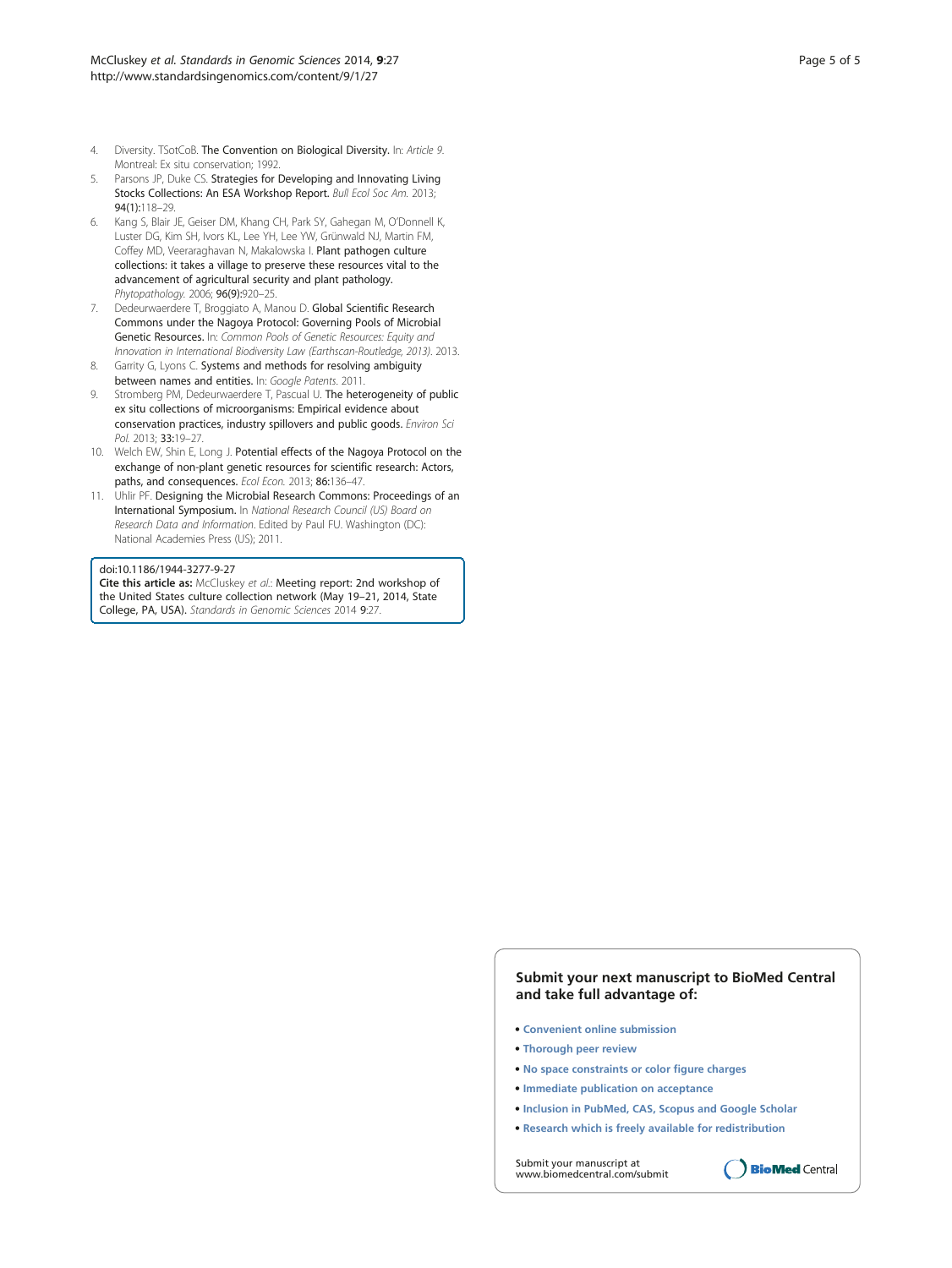4. Diversity. TSotCoB. **The Convention on Biological Diversity.** In: *Article 9.* Montreal: Ex situ conservation; 1992.
5. Parsons JP, Duke CS. **Strategies for Developing and Innovating Living Stocks Collections: An ESA Workshop Report.** *Bull Ecol Soc Am.* 2013; **94(1):**118–29.
6. Kang S, Blair JE, Geiser DM, Khang CH, Park SY, Gahegan M, O'Donnell K, Luster DG, Kim SH, Ivors KL, Lee YH, Lee YW, Grünwald NJ, Martin FM, Coffey MD, Veeraraghavan N, Makalowska I. **Plant pathogen culture collections: it takes a village to preserve these resources vital to the advancement of agricultural security and plant pathology.** *Phytopathology.* 2006; **96(9):**920–25.
7. Dedeurwaerdere T, Broggiato A, Manou D. **Global Scientific Research Commons under the Nagoya Protocol: Governing Pools of Microbial Genetic Resources.** In: *Common Pools of Genetic Resources: Equity and Innovation in International Biodiversity Law (Earthscan-Routledge, 2013).* 2013.
8. Garrity G, Lyons C. **Systems and methods for resolving ambiguity between names and entities.** In: *Google Patents.* 2011.
9. Stromberg PM, Dedeurwaerdere T, Pascual U. **The heterogeneity of public ex situ collections of microorganisms: Empirical evidence about conservation practices, industry spillovers and public goods.** *Environ Sci Pol.* 2013; **33:**19–27.
10. Welch EW, Shin E, Long J. **Potential effects of the Nagoya Protocol on the exchange of non-plant genetic resources for scientific research: Actors, paths, and consequences.** *Ecol Econ.* 2013; **86:**136–47.
11. Uhlir PF. **Designing the Microbial Research Commons: Proceedings of an International Symposium.** In *National Research Council (US) Board on Research Data and Information*. Edited by Paul FU. Washington (DC): National Academies Press (US); 2011.

doi:10.1186/1944-3277-9-27

**Cite this article as:** McCluskey *et al.:* Meeting report: 2nd workshop of the United States culture collection network (May 19–21, 2014, State College, PA, USA). *Standards in Genomic Sciences* 2014 **9**:27.

**Submit your next manuscript to BioMed Central and take full advantage of:**

- **Convenient online submission**
- **Thorough peer review**
- **No space constraints or color figure charges**
- **Immediate publication on acceptance**
- **Inclusion in PubMed, CAS, Scopus and Google Scholar**
- **Research which is freely available for redistribution**

Submit your manuscript at
www.biomedcentral.com/submit

BioMed Central